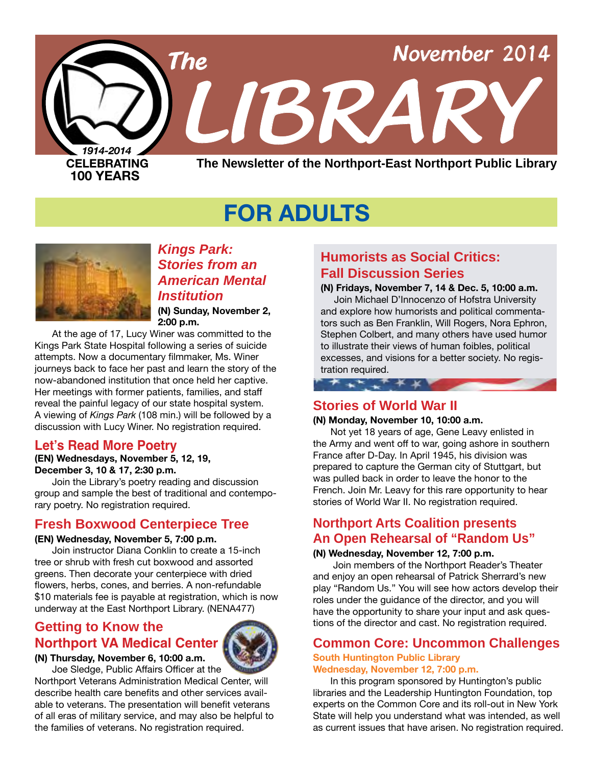# The LIBRARY

November 2014

1914-2014
CELEBRATING 100 YEARS

**The Newsletter of the Northport-East Northport Public Library**

## FOR ADULTS

### *Kings Park: Stories from an American Mental Institution*

**(N) Sunday, November 2, 2:00 p.m.**

At the age of 17, Lucy Winer was committed to the Kings Park State Hospital following a series of suicide attempts. Now a documentary filmmaker, Ms. Winer journeys back to face her past and learn the story of the now-abandoned institution that once held her captive. Her meetings with former patients, families, and staff reveal the painful legacy of our state hospital system. A viewing of *Kings Park* (108 min.) will be followed by a discussion with Lucy Winer. No registration required.

### Let's Read More Poetry

**(EN) Wednesdays, November 5, 12, 19, December 3, 10 & 17, 2:30 p.m.**

Join the Library's poetry reading and discussion group and sample the best of traditional and contemporary poetry. No registration required.

### Fresh Boxwood Centerpiece Tree

**(EN) Wednesday, November 5, 7:00 p.m.**

Join instructor Diana Conklin to create a 15-inch tree or shrub with fresh cut boxwood and assorted greens. Then decorate your centerpiece with dried flowers, herbs, cones, and berries. A non-refundable $10 materials fee is payable at registration, which is now underway at the East Northport Library. (NENA477)

### Getting to Know the Northport VA Medical Center

**(N) Thursday, November 6, 10:00 a.m.**

Joe Sledge, Public Affairs Officer at the Northport Veterans Administration Medical Center, will describe health care benefits and other services available to veterans. The presentation will benefit veterans of all eras of military service, and may also be helpful to the families of veterans. No registration required.

### Humorists as Social Critics: Fall Discussion Series

**(N) Fridays, November 7, 14 & Dec. 5, 10:00 a.m.**

Join Michael D'Innocenzo of Hofstra University and explore how humorists and political commentators such as Ben Franklin, Will Rogers, Nora Ephron, Stephen Colbert, and many others have used humor to illustrate their views of human foibles, political excesses, and visions for a better society. No registration required.

### Stories of World War II

**(N) Monday, November 10, 10:00 a.m.**

Not yet 18 years of age, Gene Leavy enlisted in the Army and went off to war, going ashore in southern France after D-Day. In April 1945, his division was prepared to capture the German city of Stuttgart, but was pulled back in order to leave the honor to the French. Join Mr. Leavy for this rare opportunity to hear stories of World War II. No registration required.

### Northport Arts Coalition presents An Open Rehearsal of "Random Us"

**(N) Wednesday, November 12, 7:00 p.m.**

Join members of the Northport Reader's Theater and enjoy an open rehearsal of Patrick Sherrard's new play "Random Us." You will see how actors develop their roles under the guidance of the director, and you will have the opportunity to share your input and ask questions of the director and cast. No registration required.

### Common Core: Uncommon Challenges

**South Huntington Public Library**
**Wednesday, November 12, 7:00 p.m.**

In this program sponsored by Huntington's public libraries and the Leadership Huntington Foundation, top experts on the Common Core and its roll-out in New York State will help you understand what was intended, as well as current issues that have arisen. No registration required.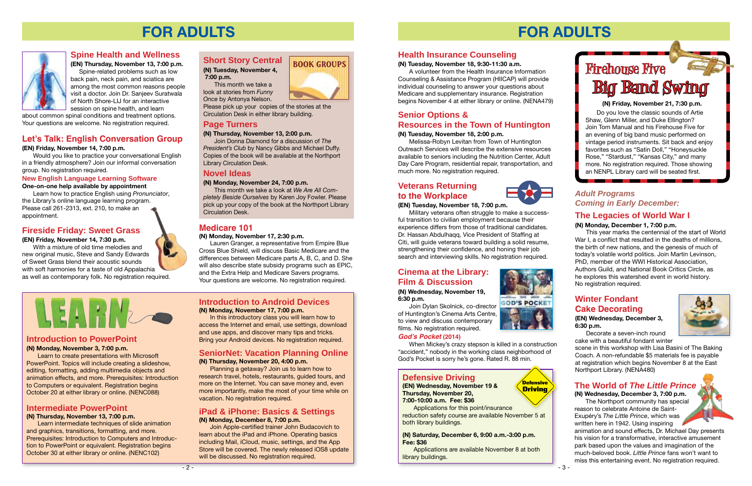# FOR ADULTS

## Spine Health and Wellness

**(EN) Thursday, November 13, 7:00 p.m.**

Spine-related problems such as low back pain, neck pain, and sciatica are among the most common reasons people visit a doctor. Join Dr. Sanjeev Suratwala of North Shore-LIJ for an interactive session on spine health, and learn about common spinal conditions and treatment options. Your questions are welcome. No registration required.

## Let's Talk: English Conversation Group

**(EN) Friday, November 14, 7:00 p.m.**

Would you like to practice your conversational English in a friendly atmosphere? Join our informal conversation group. No registration required.

### New English Language Learning Software

**One-on-one help available by appointment**

Learn how to practice English using *Pronunciator*, the Library's online language learning program. Please call 261-2313, ext. 210, to make an appointment.

## Fireside Friday: Sweet Grass

**(EN) Friday, November 14, 7:30 p.m.**

With a mixture of old time melodies and new original music, Steve and Sandy Edwards of Sweet Grass blend their acoustic sounds with soft harmonies for a taste of old Appalachia as well as contemporary folk. No registration required.

## BOOK GROUPS

### Short Story Central

**(N) Tuesday, November 4, 7:00 p.m.**

This month we take a look at stories from *Funny Once* by Antonya Nelson. Please pick up your copies of the stories at the Circulation Desk in either library building.

### Page Turners

**(N) Thursday, November 13, 2:00 p.m.**

Join Donna Diamond for a discussion of *The President's Club* by Nancy Gibbs and Michael Duffy. Copies of the book will be available at the Northport Library Circulation Desk.

### Novel Ideas

**(N) Monday, November 24, 7:00 p.m.**

This month we take a look at *We Are All Completely Beside Ourselves* by Karen Joy Fowler. Please pick up your copy of the book at the Northport Library Circulation Desk.

## Medicare 101

**(N) Monday, November 17, 2:30 p.m.**

Lauren Granger, a representative from Empire Blue Cross Blue Shield, will discuss Basic Medicare and the differences between Medicare parts A, B, C, and D. She will also describe state subsidy programs such as EPIC, and the Extra Help and Medicare Savers programs. Your questions are welcome. No registration required.

# LEARN

## Introduction to PowerPoint

**(N) Monday, November 3, 7:00 p.m.**

Learn to create presentations with Microsoft PowerPoint. Topics will include creating a slideshow, editing, formatting, adding multimedia objects and animation effects, and more. Prerequisites: Introduction to Computers or equivalent. Registration begins October 20 at either library or online. (NENC088)

## Intermediate PowerPoint

**(N) Thursday, November 13, 7:00 p.m.**

Learn intermediate techniques of slide animation and graphics, transitions, formatting, and more. Prerequisites: Introduction to Computers and Introduction to PowerPoint or equivalent. Registration begins October 30 at either library or online. (NENC102)

## Introduction to Android Devices

**(N) Monday, November 17, 7:00 p.m.**

In this introductory class you will learn how to access the Internet and email, use settings, download and use apps, and discover many tips and tricks. Bring your Android devices. No registration required.

## SeniorNet: Vacation Planning Online

**(N) Thursday, November 20, 4:00 p.m.**

Planning a getaway? Join us to learn how to research travel, hotels, restaurants, guided tours, and more on the Internet. You can save money and, even more importantly, make the most of your time while on vacation. No registration required.

## iPad & iPhone: Basics & Settings

**(N) Monday, December 8, 7:00 p.m.**

Join Apple-certified trainer John Budacovich to learn about the iPad and iPhone. Operating basics including Mail, iCloud, music, settings, and the App Store will be covered. The newly released iOS8 update will be discussed. No registration required.

# FOR ADULTS

## Health Insurance Counseling

**(N) Tuesday, November 18, 9:30-11:30 a.m.**

A volunteer from the Health Insurance Information Counseling & Assistance Program (HIICAP) will provide individual counseling to answer your questions about Medicare and supplementary insurance. Registration begins November 4 at either library or online. (NENA479)

## Senior Options & Resources in the Town of Huntington

**(N) Tuesday, November 18, 2:00 p.m.**

Melissa-Robyn Levitan from Town of Huntington Outreach Services will describe the extensive resources available to seniors including the Nutrition Center, Adult Day Care Program, residential repair, transportation, and much more. No registration required.

## Veterans Returning to the Workplace

**(EN) Tuesday, November 18, 7:00 p.m.**

Military veterans often struggle to make a successful transition to civilian employment because their experience differs from those of traditional candidates. Dr. Hassan Abdulhaqq, Vice President of Staffing at Citi, will guide veterans toward building a solid resume, strengthening their confidence, and honing their job search and interviewing skills. No registration required.

## Cinema at the Library: Film & Discussion

**(N) Wednesday, November 19, 6:30 p.m.**

Join Dylan Skolnick, co-director of Huntington's Cinema Arts Centre, to view and discuss contemporary films. No registration required.

***God's Pocket* (2014)**

When Mickey's crazy stepson is killed in a construction "accident," nobody in the working class neighborhood of God's Pocket is sorry he's gone. Rated R. 88 min.

## Defensive Driving

**(EN) Wednesday, November 19 & Thursday, November 20, 7:00-10:00 a.m. Fee: $36**

Applications for this point/insurance reduction safety course are available November 5 at both library buildings.

**(N) Saturday, December 6, 9:00 a.m.-3:00 p.m. Fee: $36**

Applications are available November 8 at both library buildings.

## Firehouse Five Big Band Swing

**(N) Friday, November 21, 7:30 p.m.**

Do you love the classic sounds of Artie Shaw, Glenn Miller, and Duke Ellington? Join Tom Manual and his Firehouse Five for an evening of big band music performed on vintage period instruments. Sit back and enjoy favorites such as "Satin Doll," "Honeysuckle Rose," "Stardust," "Kansas City," and many more. No registration required. Those showing an NENPL Library card will be seated first.

*Adult Programs Coming in Early December:*

## The Legacies of World War I

**(N) Monday, December 1, 7:00 p.m.**

This year marks the centennial of the start of World War I, a conflict that resulted in the deaths of millions, the birth of new nations, and the genesis of much of today's volatile world politics. Join Martin Levinson, PhD, member of the WWI Historical Association, Authors Guild, and National Book Critics Circle, as he explores this watershed event in world history. No registration required.

## Winter Fondant Cake Decorating

**(EN) Wednesday, December 3, 6:30 p.m.**

Decorate a seven-inch round cake with a beautiful fondant winter scene in this workshop with Lisa Basini of The Baking Coach. A non-refundable $5 materials fee is payable at registration which begins November 8 at the East Northport Library. (NENA480)

## The World of *The Little Prince*

**(N) Wednesday, December 3, 7:00 p.m.**

The Northport community has special reason to celebrate Antoine de Saint-Exupéry's *The Little Prince*, which was written here in 1942. Using inspiring animation and sound effects, Dr. Michael Day presents his vision for a transformative, interactive amusement park based upon the values and imagination of the much-beloved book. *Little Prince* fans won't want to miss this entertaining event. No registration required.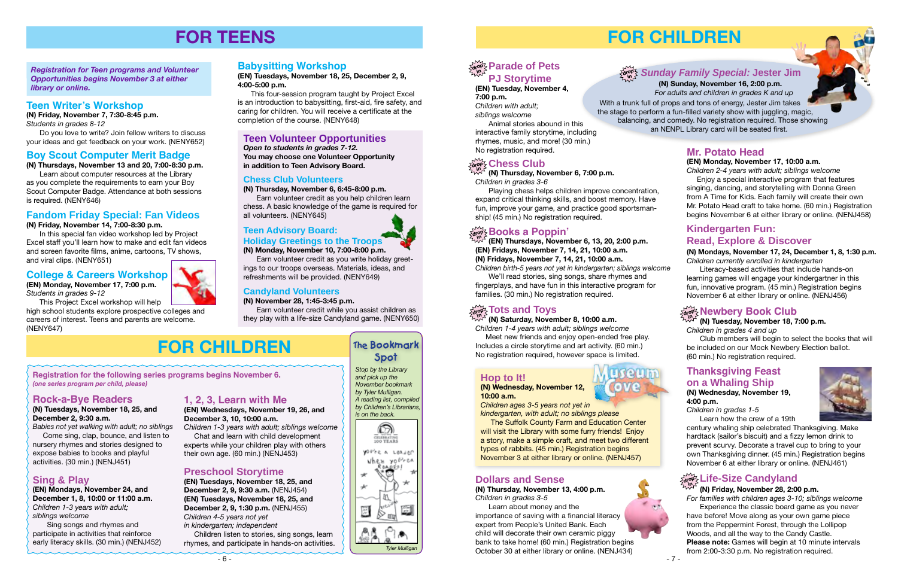# FOR TEENS

*Registration for Teen programs and Volunteer Opportunities begins November 3 at either library or online.*

## Teen Writer's Workshop

**(N) Friday, November 7, 7:30-8:45 p.m.**
*Students in grades 8-12*

Do you love to write? Join fellow writers to discuss your ideas and get feedback on your work. (NENY652)

## Boy Scout Computer Merit Badge

**(N) Thursdays, November 13 and 20, 7:00-8:30 p.m.**

Learn about computer resources at the Library as you complete the requirements to earn your Boy Scout Computer Badge. Attendance at both sessions is required. (NENY646)

## Fandom Friday Special: Fan Videos

**(N) Friday, November 14, 7:00-8:30 p.m.**

In this special fan video workshop led by Project Excel staff you'll learn how to make and edit fan videos and screen favorite films, anime, cartoons, TV shows, and viral clips. (NENY651)

## College & Careers Workshop

**(EN) Monday, November 17, 7:00 p.m.**
*Students in grades 9-12*

This Project Excel workshop will help high school students explore prospective colleges and careers of interest. Teens and parents are welcome. (NENY647)

## Babysitting Workshop

**(EN) Tuesdays, November 18, 25, December 2, 9, 4:00-5:00 p.m.**

This four-session program taught by Project Excel is an introduction to babysitting, first-aid, fire safety, and caring for children. You will receive a certificate at the completion of the course. (NENY648)

## Teen Volunteer Opportunities

***Open to students in grades 7-12.***
**You may choose one Volunteer Opportunity in addition to Teen Advisory Board.**

### Chess Club Volunteers

**(N) Thursday, November 6, 6:45-8:00 p.m.**

Earn volunteer credit as you help children learn chess. A basic knowledge of the game is required for all volunteers. (NENY645)

### Teen Advisory Board: Holiday Greetings to the Troops

**(N) Monday, November 10, 7:00-8:00 p.m.**

Earn volunteer credit as you write holiday greetings to our troops overseas. Materials, ideas, and refreshments will be provided. (NENY649)

### Candyland Volunteers

**(N) November 28, 1:45-3:45 p.m.**

Earn volunteer credit while you assist children as they play with a life-size Candyland game. (NENY650)

# FOR CHILDREN

**Registration for the following series programs begins November 6.**
***(one series program per child, please)***

## Rock-a-Bye Readers

**(N) Tuesdays, November 18, 25, and December 2, 9:30 a.m.**
*Babies not yet walking with adult; no siblings*

Come sing, clap, bounce, and listen to nursery rhymes and stories designed to expose babies to books and playful activities. (30 min.) (NENJ451)

## Sing & Play

**(EN) Mondays, November 24, and December 1, 8, 10:00 or 11:00 a.m.**
*Children 1-3 years with adult; siblings welcome*

Sing songs and rhymes and participate in activities that reinforce early literacy skills. (30 min.) (NENJ452)

## 1, 2, 3, Learn with Me

**(EN) Wednesdays, November 19, 26, and December 3, 10, 10:00 a.m.**
*Children 1-3 years with adult; siblings welcome*

Chat and learn with child development experts while your children play with others their own age. (60 min.) (NENJ453)

## Preschool Storytime

**(EN) Tuesdays, November 18, 25, and December 2, 9, 9:30 a.m.** (NENJ454)
**(EN) Tuesdays, November 18, 25, and December 2, 9, 1:30 p.m.** (NENJ455)
*Children 4-5 years not yet in kindergarten; independent*

Children listen to stories, sing songs, learn rhymes, and participate in hands-on activities.

## The Bookmark Spot

*Stop by the Library and pick up the November bookmark by Tyler Mulligan. A reading list, compiled by Children's Librarians, is on the back.*

*Tyler Mulligan*

# FOR CHILDREN

## Parade of Pets PJ Storytime

**(EN) Tuesday, November 4, 7:00 p.m.**
*Children with adult; siblings welcome*

Animal stories abound in this interactive family storytime, including rhymes, music, and more! (30 min.) No registration required.

## Chess Club

**(N) Thursday, November 6, 7:00 p.m.**
*Children in grades 3-6*

Playing chess helps children improve concentration, expand critical thinking skills, and boost memory. Have fun, improve your game, and practice good sportsmanship! (45 min.) No registration required.

## Books a Poppin'

**(EN) Thursdays, November 6, 13, 20, 2:00 p.m.**
**(EN) Fridays, November 7, 14, 21, 10:00 a.m.**
**(N) Fridays, November 7, 14, 21, 10:00 a.m.**
*Children birth-5 years not yet in kindergarten; siblings welcome*

We'll read stories, sing songs, share rhymes and fingerplays, and have fun in this interactive program for families. (30 min.) No registration required.

## Tots and Toys

**(N) Saturday, November 8, 10:00 a.m.**
*Children 1-4 years with adult; siblings welcome*

Meet new friends and enjoy open-ended free play. Includes a circle storytime and art activity. (60 min.) No registration required, however space is limited.

## Hop to It!

**(N) Wednesday, November 12, 10:00 a.m.**
*Children ages 3-5 years not yet in kindergarten, with adult; no siblings please*

The Suffolk County Farm and Education Center will visit the Library with some furry friends! Enjoy a story, make a simple craft, and meet two different types of rabbits. (45 min.) Registration begins November 3 at either library or online. (NENJ457)

## Dollars and Sense

**(N) Thursday, November 13, 4:00 p.m.**
*Children in grades 3-5*

Learn about money and the importance of saving with a financial literacy expert from People's United Bank. Each child will decorate their own ceramic piggy bank to take home! (60 min.) Registration begins October 30 at either library or online. (NENJ434)

## *Sunday Family Special:* Jester Jim

**(N) Sunday, November 16, 2:00 p.m.**
*For adults and children in grades K and up*

With a trunk full of props and tons of energy, Jester Jim takes the stage to perform a fun-filled variety show with juggling, magic, balancing, and comedy. No registration required. Those showing an NENPL Library card will be seated first.

## Mr. Potato Head

**(EN) Monday, November 17, 10:00 a.m.**
*Children 2-4 years with adult; siblings welcome*

Enjoy a special interactive program that features singing, dancing, and storytelling with Donna Green from A Time for Kids. Each family will create their own Mr. Potato Head craft to take home. (60 min.) Registration begins November 6 at either library or online. (NENJ458)

## Kindergarten Fun: Read, Explore & Discover

**(N) Mondays, November 17, 24, December 1, 8, 1:30 p.m.**
*Children currently enrolled in kindergarten*

Literacy-based activities that include hands-on learning games will engage your kindergartner in this fun, innovative program. (45 min.) Registration begins November 6 at either library or online. (NENJ456)

## Newbery Book Club

**(N) Tuesday, November 18, 7:00 p.m.**
*Children in grades 4 and up*

Club members will begin to select the books that will be included on our Mock Newbery Election ballot. (60 min.) No registration required.

## Thanksgiving Feast on a Whaling Ship

**(N) Wednesday, November 19, 4:00 p.m.**
*Children in grades 1-5*

Learn how the crew of a 19th century whaling ship celebrated Thanksgiving. Make hardtack (sailor's biscuit) and a fizzy lemon drink to prevent scurvy. Decorate a travel cup to bring to your own Thanksgiving dinner. (45 min.) Registration begins November 6 at either library or online. (NENJ461)

## Life-Size Candyland

**(N) Friday, November 28, 2:00 p.m.**
*For families with children ages 3-10; siblings welcome*

Experience the classic board game as you never have before! Move along as your own game piece from the Peppermint Forest, through the Lollipop Woods, and all the way to the Candy Castle. **Please note:** Games will begin at 10 minute intervals from 2:00-3:30 p.m. No registration required.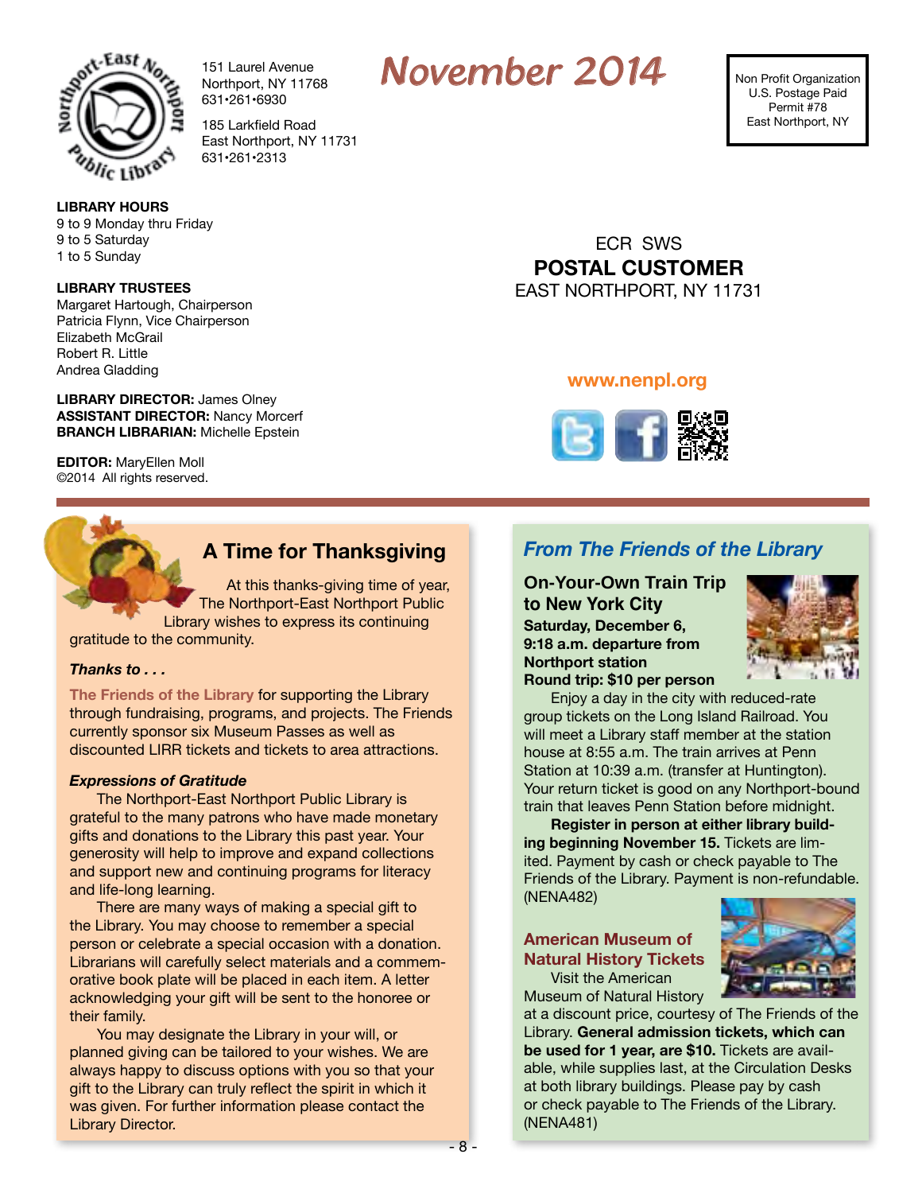151 Laurel Avenue
Northport, NY 11768
631•261•6930

185 Larkfield Road
East Northport, NY 11731
631•261•2313

# November 2014

Non Profit Organization
U.S. Postage Paid
Permit #78
East Northport, NY

**LIBRARY HOURS**
9 to 9 Monday thru Friday
9 to 5 Saturday
1 to 5 Sunday

**LIBRARY TRUSTEES**
Margaret Hartough, Chairperson
Patricia Flynn, Vice Chairperson
Elizabeth McGrail
Robert R. Little
Andrea Gladding

**LIBRARY DIRECTOR:** James Olney
**ASSISTANT DIRECTOR:** Nancy Morcerf
**BRANCH LIBRARIAN:** Michelle Epstein

**EDITOR:** MaryEllen Moll
©2014 All rights reserved.

ECR SWS
**POSTAL CUSTOMER**
EAST NORTHPORT, NY 11731

**www.nenpl.org**

## A Time for Thanksgiving

At this thanks-giving time of year, The Northport-East Northport Public Library wishes to express its continuing gratitude to the community.

***Thanks to . . .***

**The Friends of the Library** for supporting the Library through fundraising, programs, and projects. The Friends currently sponsor six Museum Passes as well as discounted LIRR tickets and tickets to area attractions.

***Expressions of Gratitude***

The Northport-East Northport Public Library is grateful to the many patrons who have made monetary gifts and donations to the Library this past year. Your generosity will help to improve and expand collections and support new and continuing programs for literacy and life-long learning.

There are many ways of making a special gift to the Library. You may choose to remember a special person or celebrate a special occasion with a donation. Librarians will carefully select materials and a commemorative book plate will be placed in each item. A letter acknowledging your gift will be sent to the honoree or their family.

You may designate the Library in your will, or planned giving can be tailored to your wishes. We are always happy to discuss options with you so that your gift to the Library can truly reflect the spirit in which it was given. For further information please contact the Library Director.

## *From The Friends of the Library*

### On-Your-Own Train Trip to New York City

**Saturday, December 6,**
**9:18 a.m. departure from Northport station**
**Round trip: $10 per person**

Enjoy a day in the city with reduced-rate group tickets on the Long Island Railroad. You will meet a Library staff member at the station house at 8:55 a.m. The train arrives at Penn Station at 10:39 a.m. (transfer at Huntington). Your return ticket is good on any Northport-bound train that leaves Penn Station before midnight.

**Register in person at either library building beginning November 15.** Tickets are limited. Payment by cash or check payable to The Friends of the Library. Payment is non-refundable. (NENA482)

### American Museum of Natural History Tickets

Visit the American Museum of Natural History at a discount price, courtesy of The Friends of the Library. **General admission tickets, which can be used for 1 year, are $10.** Tickets are available, while supplies last, at the Circulation Desks at both library buildings. Please pay by cash or check payable to The Friends of the Library. (NENA481)